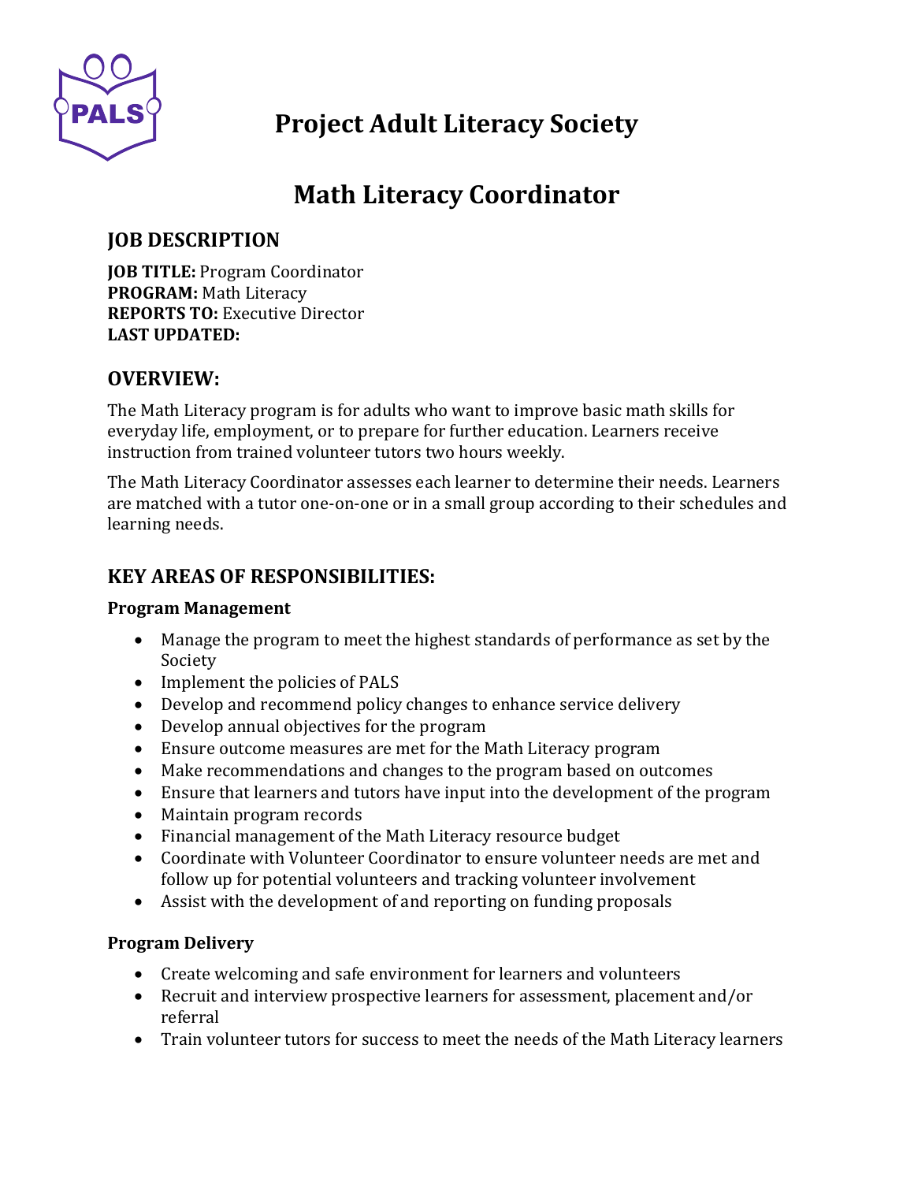# Project Adult Literacy Society

# Math Literacy Coordinator

## JOB DESCRIPTION

**JOB TITLE:** Program Coordinator
**PROGRAM:** Math Literacy
**REPORTS TO:** Executive Director
**LAST UPDATED:**

## OVERVIEW:

The Math Literacy program is for adults who want to improve basic math skills for everyday life, employment, or to prepare for further education. Learners receive instruction from trained volunteer tutors two hours weekly.

The Math Literacy Coordinator assesses each learner to determine their needs. Learners are matched with a tutor one-on-one or in a small group according to their schedules and learning needs.

## KEY AREAS OF RESPONSIBILITIES:

**Program Management**

- Manage the program to meet the highest standards of performance as set by the Society
- Implement the policies of PALS
- Develop and recommend policy changes to enhance service delivery
- Develop annual objectives for the program
- Ensure outcome measures are met for the Math Literacy program
- Make recommendations and changes to the program based on outcomes
- Ensure that learners and tutors have input into the development of the program
- Maintain program records
- Financial management of the Math Literacy resource budget
- Coordinate with Volunteer Coordinator to ensure volunteer needs are met and follow up for potential volunteers and tracking volunteer involvement
- Assist with the development of and reporting on funding proposals

**Program Delivery**

- Create welcoming and safe environment for learners and volunteers
- Recruit and interview prospective learners for assessment, placement and/or referral
- Train volunteer tutors for success to meet the needs of the Math Literacy learners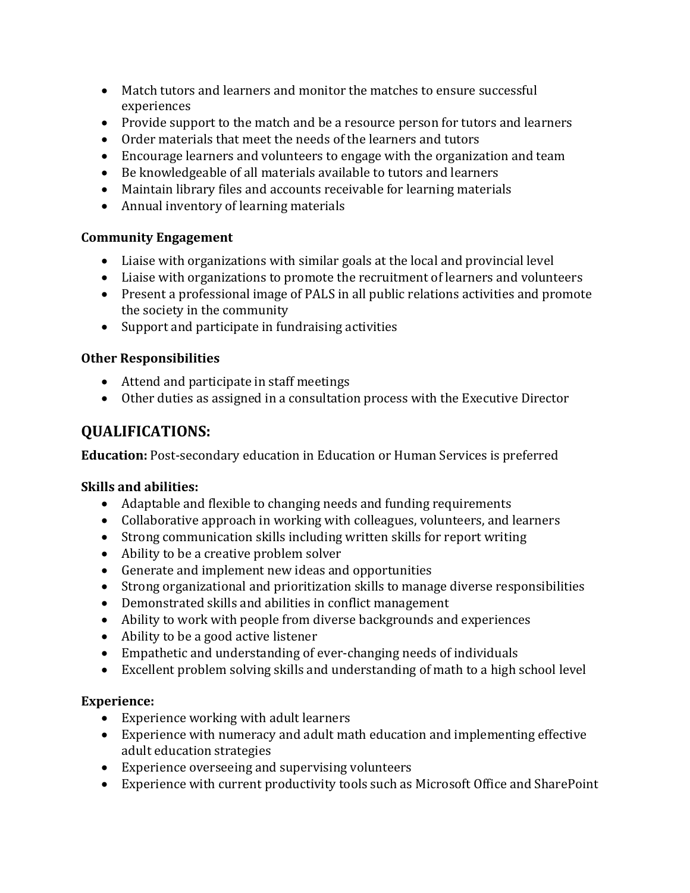- Match tutors and learners and monitor the matches to ensure successful experiences
- Provide support to the match and be a resource person for tutors and learners
- Order materials that meet the needs of the learners and tutors
- Encourage learners and volunteers to engage with the organization and team
- Be knowledgeable of all materials available to tutors and learners
- Maintain library files and accounts receivable for learning materials
- Annual inventory of learning materials

**Community Engagement**

- Liaise with organizations with similar goals at the local and provincial level
- Liaise with organizations to promote the recruitment of learners and volunteers
- Present a professional image of PALS in all public relations activities and promote the society in the community
- Support and participate in fundraising activities

**Other Responsibilities**

- Attend and participate in staff meetings
- Other duties as assigned in a consultation process with the Executive Director

## QUALIFICATIONS:

**Education:** Post-secondary education in Education or Human Services is preferred

**Skills and abilities:**

- Adaptable and flexible to changing needs and funding requirements
- Collaborative approach in working with colleagues, volunteers, and learners
- Strong communication skills including written skills for report writing
- Ability to be a creative problem solver
- Generate and implement new ideas and opportunities
- Strong organizational and prioritization skills to manage diverse responsibilities
- Demonstrated skills and abilities in conflict management
- Ability to work with people from diverse backgrounds and experiences
- Ability to be a good active listener
- Empathetic and understanding of ever-changing needs of individuals
- Excellent problem solving skills and understanding of math to a high school level

**Experience:**

- Experience working with adult learners
- Experience with numeracy and adult math education and implementing effective adult education strategies
- Experience overseeing and supervising volunteers
- Experience with current productivity tools such as Microsoft Office and SharePoint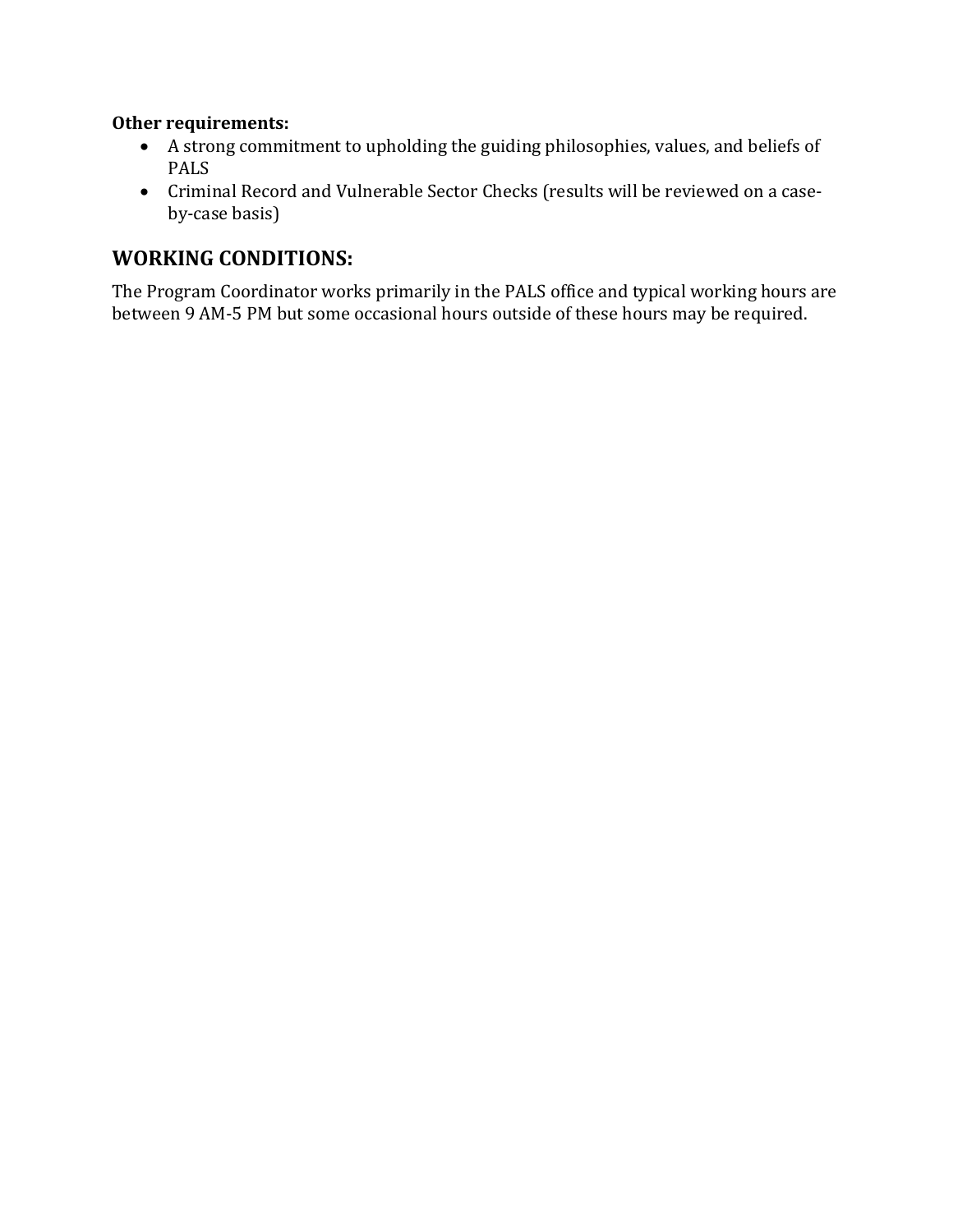**Other requirements:**

- A strong commitment to upholding the guiding philosophies, values, and beliefs of PALS
- Criminal Record and Vulnerable Sector Checks (results will be reviewed on a case-by-case basis)

## WORKING CONDITIONS:

The Program Coordinator works primarily in the PALS office and typical working hours are between 9 AM-5 PM but some occasional hours outside of these hours may be required.